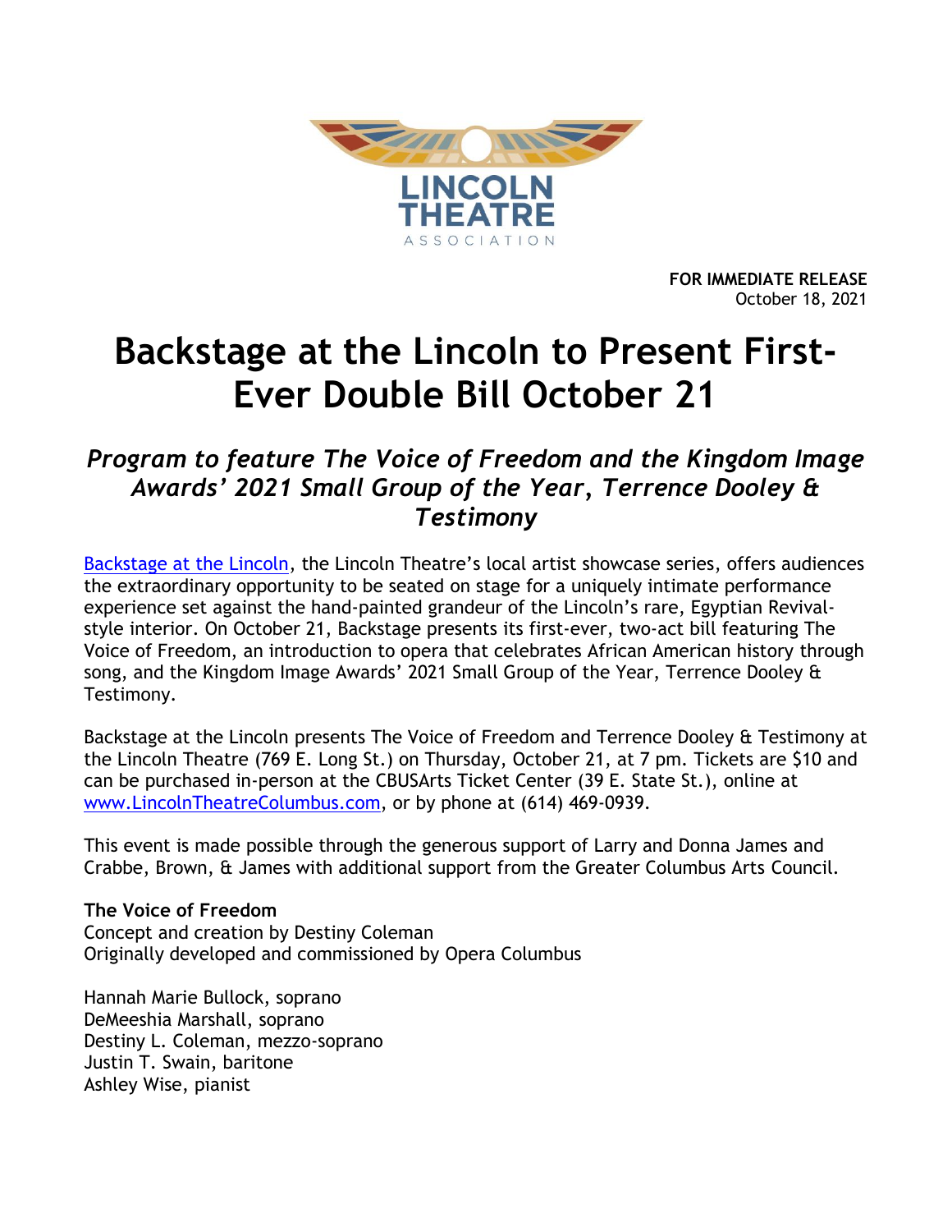LINCOLN THEATRE ASSOCIATION

**FOR IMMEDIATE RELEASE**
October 18, 2021

# Backstage at the Lincoln to Present First-Ever Double Bill October 21

## *Program to feature The Voice of Freedom and the Kingdom Image Awards' 2021 Small Group of the Year, Terrence Dooley & Testimony*

Backstage at the Lincoln, the Lincoln Theatre's local artist showcase series, offers audiences the extraordinary opportunity to be seated on stage for a uniquely intimate performance experience set against the hand-painted grandeur of the Lincoln's rare, Egyptian Revival-style interior. On October 21, Backstage presents its first-ever, two-act bill featuring The Voice of Freedom, an introduction to opera that celebrates African American history through song, and the Kingdom Image Awards' 2021 Small Group of the Year, Terrence Dooley & Testimony.

Backstage at the Lincoln presents The Voice of Freedom and Terrence Dooley & Testimony at the Lincoln Theatre (769 E. Long St.) on Thursday, October 21, at 7 pm. Tickets are $10 and can be purchased in-person at the CBUSArts Ticket Center (39 E. State St.), online at www.LincolnTheatreColumbus.com, or by phone at (614) 469-0939.

This event is made possible through the generous support of Larry and Donna James and Crabbe, Brown, & James with additional support from the Greater Columbus Arts Council.

**The Voice of Freedom**
Concept and creation by Destiny Coleman
Originally developed and commissioned by Opera Columbus

Hannah Marie Bullock, soprano
DeMeeshia Marshall, soprano
Destiny L. Coleman, mezzo-soprano
Justin T. Swain, baritone
Ashley Wise, pianist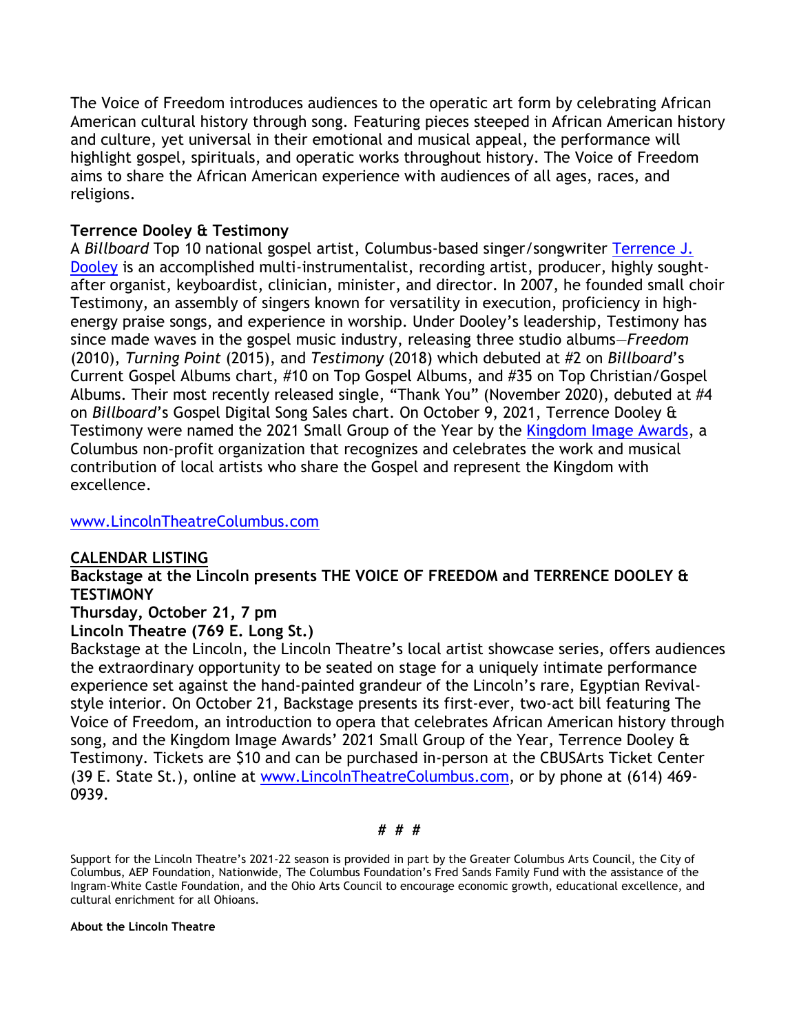The Voice of Freedom introduces audiences to the operatic art form by celebrating African American cultural history through song. Featuring pieces steeped in African American history and culture, yet universal in their emotional and musical appeal, the performance will highlight gospel, spirituals, and operatic works throughout history. The Voice of Freedom aims to share the African American experience with audiences of all ages, races, and religions.

**Terrence Dooley & Testimony**

A *Billboard* Top 10 national gospel artist, Columbus-based singer/songwriter [Terrence J. Dooley] is an accomplished multi-instrumentalist, recording artist, producer, highly sought-after organist, keyboardist, clinician, minister, and director. In 2007, he founded small choir Testimony, an assembly of singers known for versatility in execution, proficiency in high-energy praise songs, and experience in worship. Under Dooley's leadership, Testimony has since made waves in the gospel music industry, releasing three studio albums—*Freedom* (2010), *Turning Point* (2015), and *Testimony* (2018) which debuted at #2 on *Billboard*'s Current Gospel Albums chart, #10 on Top Gospel Albums, and #35 on Top Christian/Gospel Albums. Their most recently released single, "Thank You" (November 2020), debuted at #4 on *Billboard*'s Gospel Digital Song Sales chart. On October 9, 2021, Terrence Dooley & Testimony were named the 2021 Small Group of the Year by the [Kingdom Image Awards], a Columbus non-profit organization that recognizes and celebrates the work and musical contribution of local artists who share the Gospel and represent the Kingdom with excellence.

www.LincolnTheatreColumbus.com

**CALENDAR LISTING**

**Backstage at the Lincoln presents THE VOICE OF FREEDOM and TERRENCE DOOLEY & TESTIMONY**
**Thursday, October 21, 7 pm**
**Lincoln Theatre (769 E. Long St.)**

Backstage at the Lincoln, the Lincoln Theatre's local artist showcase series, offers audiences the extraordinary opportunity to be seated on stage for a uniquely intimate performance experience set against the hand-painted grandeur of the Lincoln's rare, Egyptian Revival-style interior. On October 21, Backstage presents its first-ever, two-act bill featuring The Voice of Freedom, an introduction to opera that celebrates African American history through song, and the Kingdom Image Awards' 2021 Small Group of the Year, Terrence Dooley & Testimony. Tickets are $10 and can be purchased in-person at the CBUSArts Ticket Center (39 E. State St.), online at www.LincolnTheatreColumbus.com, or by phone at (614) 469-0939.

*# # #*

Support for the Lincoln Theatre's 2021-22 season is provided in part by the Greater Columbus Arts Council, the City of Columbus, AEP Foundation, Nationwide, The Columbus Foundation's Fred Sands Family Fund with the assistance of the Ingram-White Castle Foundation, and the Ohio Arts Council to encourage economic growth, educational excellence, and cultural enrichment for all Ohioans.

**About the Lincoln Theatre**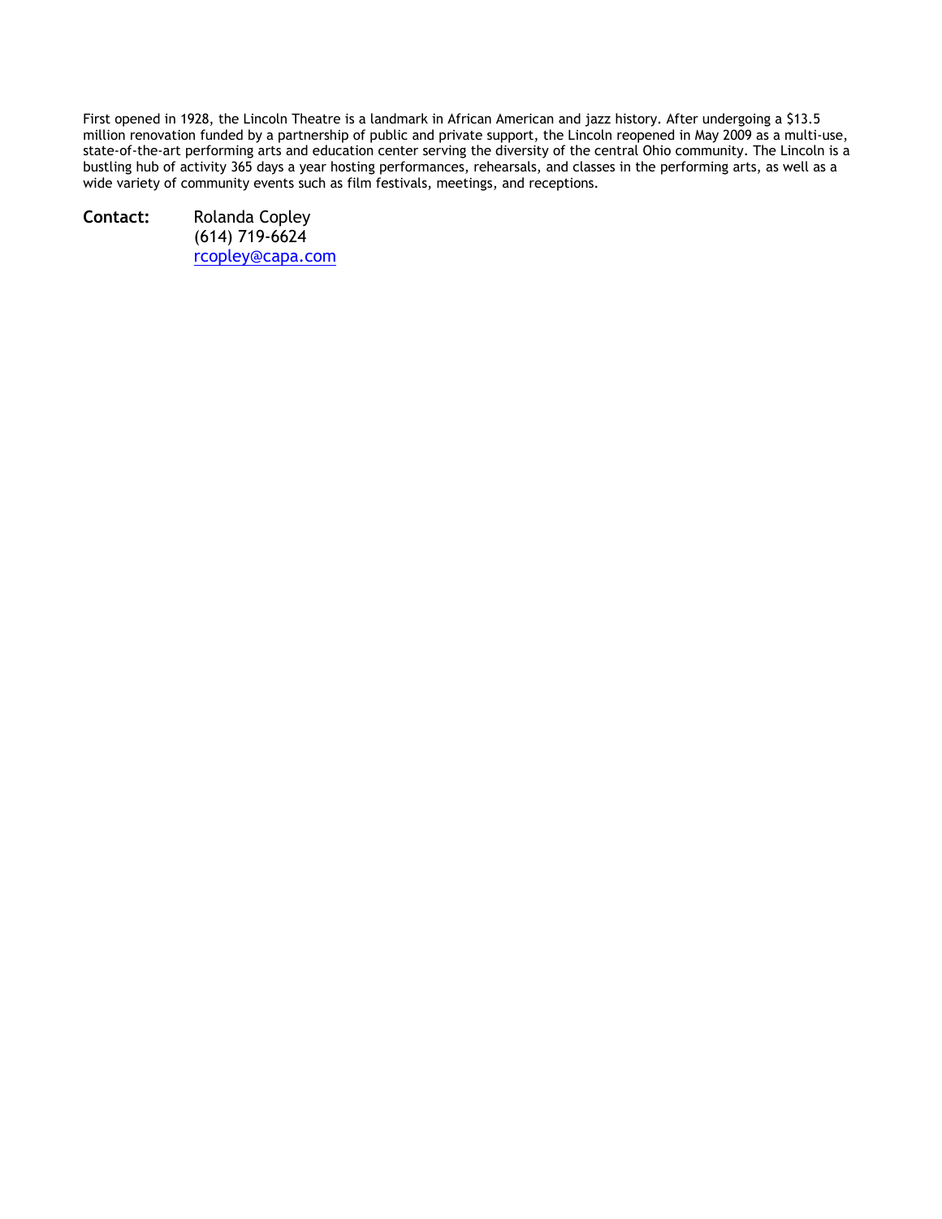First opened in 1928, the Lincoln Theatre is a landmark in African American and jazz history. After undergoing a $13.5 million renovation funded by a partnership of public and private support, the Lincoln reopened in May 2009 as a multi-use, state-of-the-art performing arts and education center serving the diversity of the central Ohio community. The Lincoln is a bustling hub of activity 365 days a year hosting performances, rehearsals, and classes in the performing arts, as well as a wide variety of community events such as film festivals, meetings, and receptions.

**Contact:** Rolanda Copley
(614) 719-6624
rcopley@capa.com